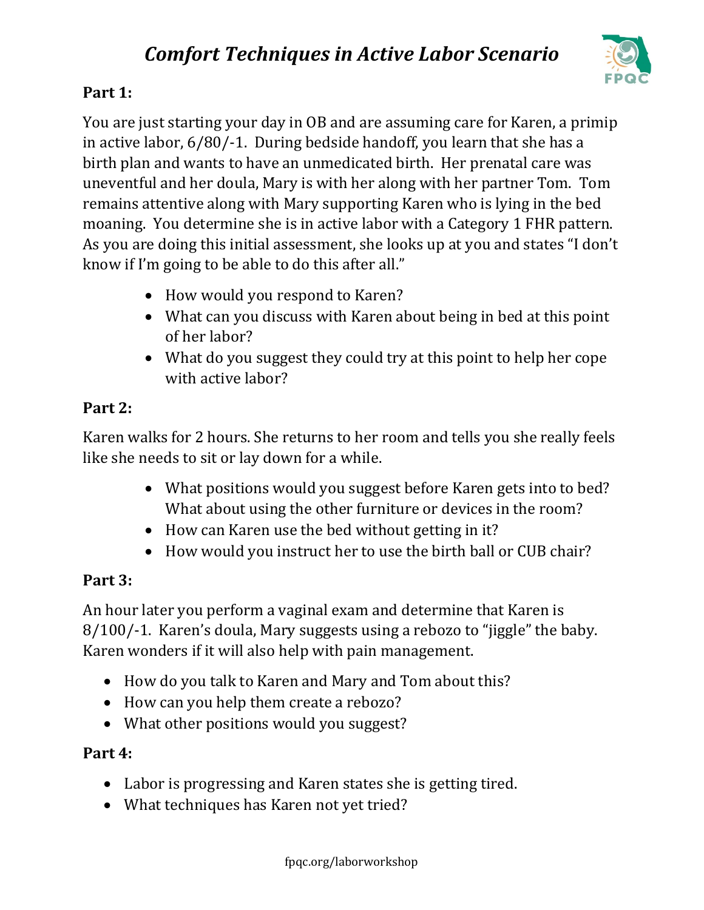# *Comfort Techniques in Active Labor Scenario*

**Part 1:**

You are just starting your day in OB and are assuming care for Karen, a primip in active labor, 6/80/-1. During bedside handoff, you learn that she has a birth plan and wants to have an unmedicated birth. Her prenatal care was uneventful and her doula, Mary is with her along with her partner Tom. Tom remains attentive along with Mary supporting Karen who is lying in the bed moaning. You determine she is in active labor with a Category 1 FHR pattern. As you are doing this initial assessment, she looks up at you and states "I don't know if I'm going to be able to do this after all."

- How would you respond to Karen?
- What can you discuss with Karen about being in bed at this point of her labor?
- What do you suggest they could try at this point to help her cope with active labor?

**Part 2:**

Karen walks for 2 hours. She returns to her room and tells you she really feels like she needs to sit or lay down for a while.

- What positions would you suggest before Karen gets into to bed? What about using the other furniture or devices in the room?
- How can Karen use the bed without getting in it?
- How would you instruct her to use the birth ball or CUB chair?

**Part 3:**

An hour later you perform a vaginal exam and determine that Karen is 8/100/-1. Karen's doula, Mary suggests using a rebozo to "jiggle" the baby. Karen wonders if it will also help with pain management.

- How do you talk to Karen and Mary and Tom about this?
- How can you help them create a rebozo?
- What other positions would you suggest?

**Part 4:**

- Labor is progressing and Karen states she is getting tired.
- What techniques has Karen not yet tried?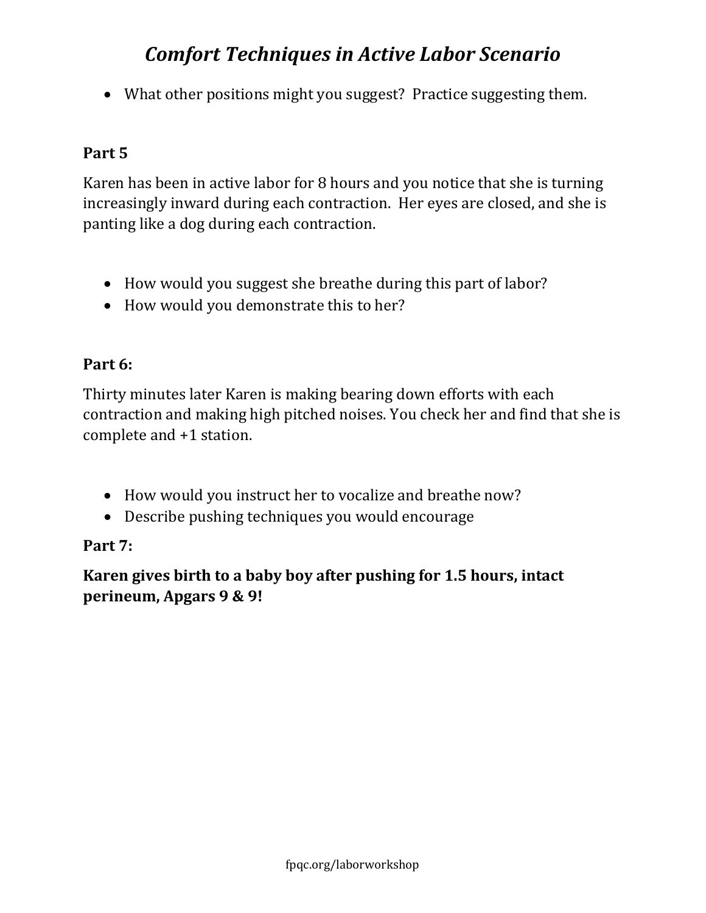# *Comfort Techniques in Active Labor Scenario*

- What other positions might you suggest? Practice suggesting them.

**Part 5**

Karen has been in active labor for 8 hours and you notice that she is turning increasingly inward during each contraction. Her eyes are closed, and she is panting like a dog during each contraction.

- How would you suggest she breathe during this part of labor?
- How would you demonstrate this to her?

**Part 6:**

Thirty minutes later Karen is making bearing down efforts with each contraction and making high pitched noises. You check her and find that she is complete and +1 station.

- How would you instruct her to vocalize and breathe now?
- Describe pushing techniques you would encourage

**Part 7:**

**Karen gives birth to a baby boy after pushing for 1.5 hours, intact perineum, Apgars 9 & 9!**